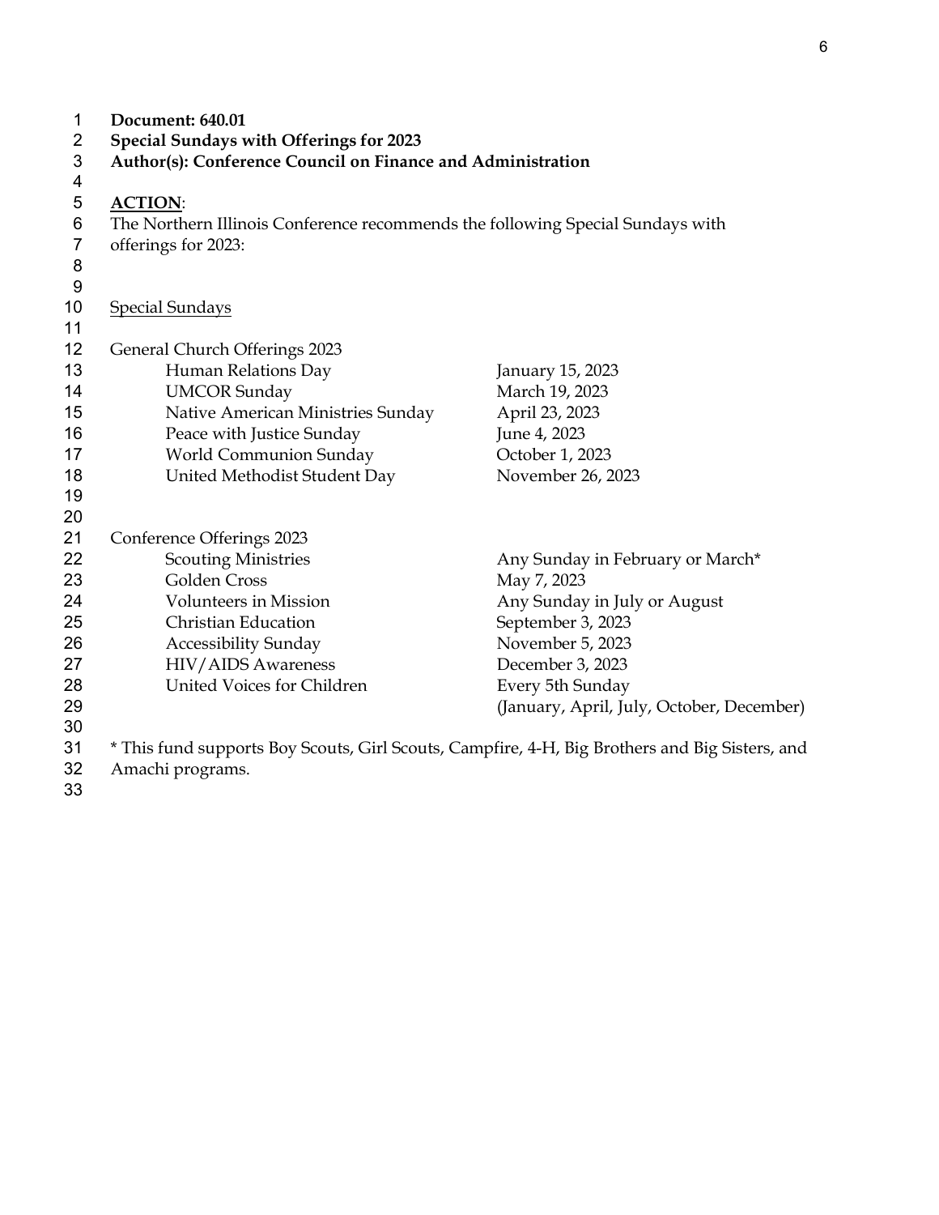**Document: 640.01**
**Special Sundays with Offerings for 2023**
**Author(s): Conference Council on Finance and Administration**

**ACTION**:
The Northern Illinois Conference recommends the following Special Sundays with offerings for 2023:

Special Sundays

General Church Offerings 2023

| | |
|---|---|
| Human Relations Day | January 15, 2023 |
| UMCOR Sunday | March 19, 2023 |
| Native American Ministries Sunday | April 23, 2023 |
| Peace with Justice Sunday | June 4, 2023 |
| World Communion Sunday | October 1, 2023 |
| United Methodist Student Day | November 26, 2023 |

Conference Offerings 2023

| | |
|---|---|
| Scouting Ministries | Any Sunday in February or March* |
| Golden Cross | May 7, 2023 |
| Volunteers in Mission | Any Sunday in July or August |
| Christian Education | September 3, 2023 |
| Accessibility Sunday | November 5, 2023 |
| HIV/AIDS Awareness | December 3, 2023 |
| United Voices for Children | Every 5th Sunday (January, April, July, October, December) |

* This fund supports Boy Scouts, Girl Scouts, Campfire, 4-H, Big Brothers and Big Sisters, and Amachi programs.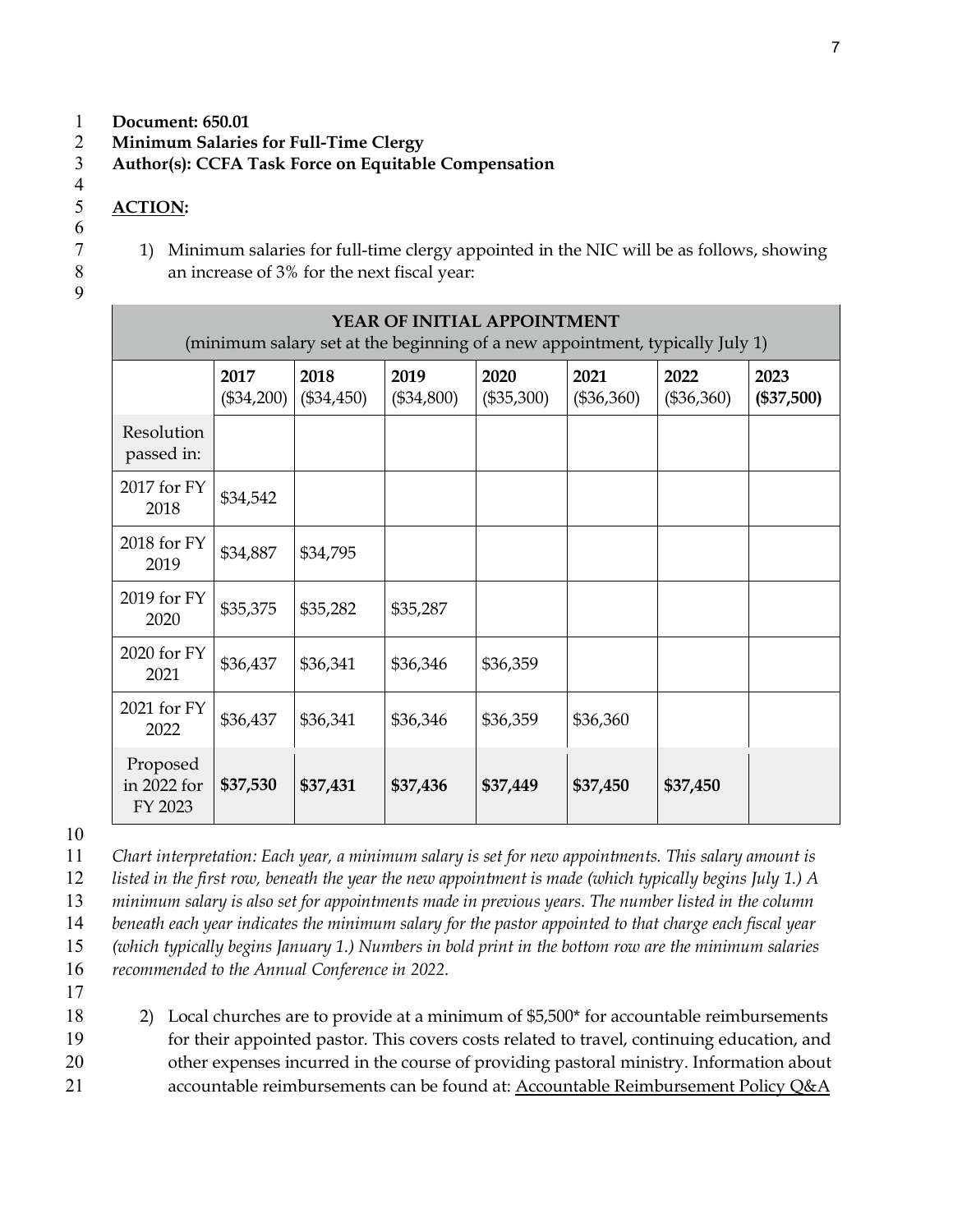**Document: 650.01**
**Minimum Salaries for Full-Time Clergy**
**Author(s): CCFA Task Force on Equitable Compensation**

**ACTION:**

1) Minimum salaries for full-time clergy appointed in the NIC will be as follows, showing an increase of 3% for the next fiscal year:

| **YEAR OF INITIAL APPOINTMENT** (minimum salary set at the beginning of a new appointment, typically July 1) | | | | | | | |
|---|---|---|---|---|---|---|---|
| | **2017** ($34,200) | **2018** ($34,450) | **2019** ($34,800) | **2020** ($35,300) | **2021** ($36,360) | **2022** ($36,360) | **2023** **($37,500)** |
| Resolution passed in: | | | | | | | |
| 2017 for FY 2018 | $34,542 | | | | | | |
| 2018 for FY 2019 | $34,887 | $34,795 | | | | | |
| 2019 for FY 2020 | $35,375 | $35,282 | $35,287 | | | | |
| 2020 for FY 2021 | $36,437 | $36,341 | $36,346 | $36,359 | | | |
| 2021 for FY 2022 | $36,437 | $36,341 | $36,346 | $36,359 | $36,360 | | |
| Proposed in 2022 for FY 2023 | **$37,530** | **$37,431** | **$37,436** | **$37,449** | **$37,450** | **$37,450** | |

*Chart interpretation: Each year, a minimum salary is set for new appointments. This salary amount is listed in the first row, beneath the year the new appointment is made (which typically begins July 1.) A minimum salary is also set for appointments made in previous years. The number listed in the column beneath each year indicates the minimum salary for the pastor appointed to that charge each fiscal year (which typically begins January 1.) Numbers in bold print in the bottom row are the minimum salaries recommended to the Annual Conference in 2022.*

2) Local churches are to provide at a minimum of $5,500* for accountable reimbursements for their appointed pastor. This covers costs related to travel, continuing education, and other expenses incurred in the course of providing pastoral ministry. Information about accountable reimbursements can be found at: Accountable Reimbursement Policy Q&A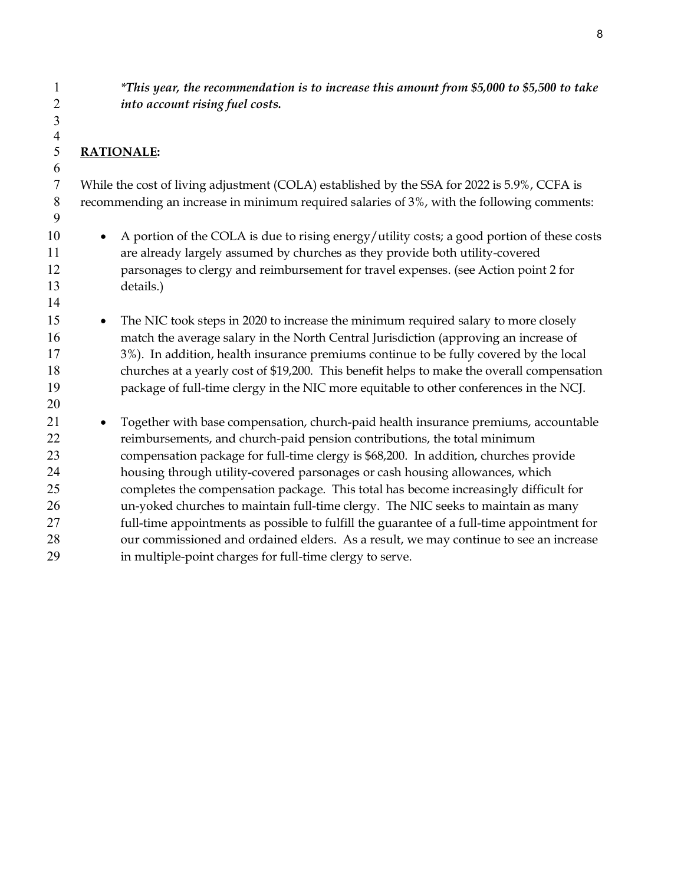*\*This year, the recommendation is to increase this amount from $5,000 to $5,500 to take into account rising fuel costs.*

**RATIONALE:**

While the cost of living adjustment (COLA) established by the SSA for 2022 is 5.9%, CCFA is recommending an increase in minimum required salaries of 3%, with the following comments:

- A portion of the COLA is due to rising energy/utility costs; a good portion of these costs are already largely assumed by churches as they provide both utility-covered parsonages to clergy and reimbursement for travel expenses. (see Action point 2 for details.)

- The NIC took steps in 2020 to increase the minimum required salary to more closely match the average salary in the North Central Jurisdiction (approving an increase of 3%). In addition, health insurance premiums continue to be fully covered by the local churches at a yearly cost of $19,200. This benefit helps to make the overall compensation package of full-time clergy in the NIC more equitable to other conferences in the NCJ.

- Together with base compensation, church-paid health insurance premiums, accountable reimbursements, and church-paid pension contributions, the total minimum compensation package for full-time clergy is $68,200. In addition, churches provide housing through utility-covered parsonages or cash housing allowances, which completes the compensation package. This total has become increasingly difficult for un-yoked churches to maintain full-time clergy. The NIC seeks to maintain as many full-time appointments as possible to fulfill the guarantee of a full-time appointment for our commissioned and ordained elders. As a result, we may continue to see an increase in multiple-point charges for full-time clergy to serve.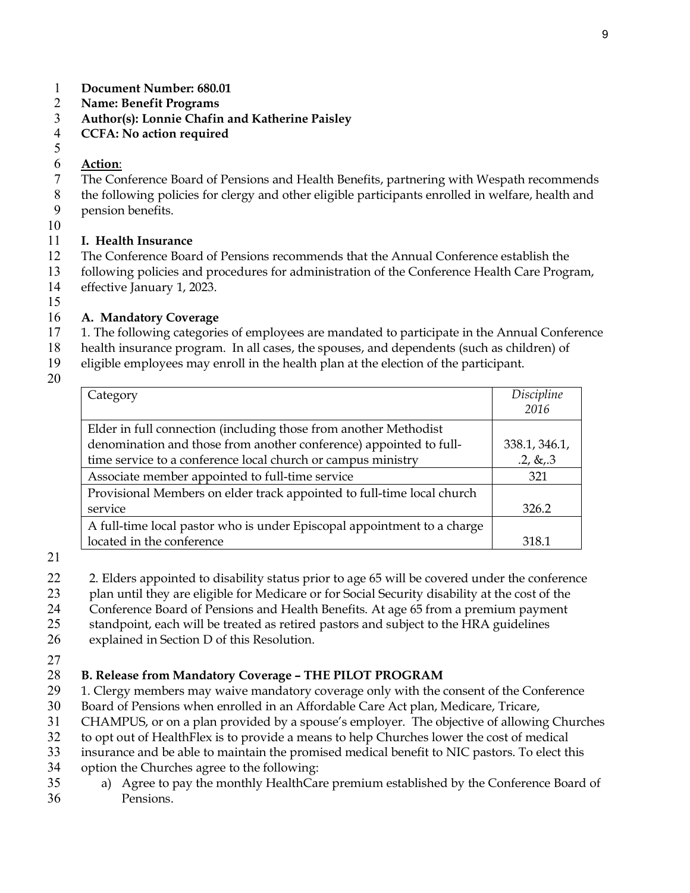**Document Number: 680.01**
**Name: Benefit Programs**
**Author(s): Lonnie Chafin and Katherine Paisley**
**CCFA: No action required**

**Action**:
The Conference Board of Pensions and Health Benefits, partnering with Wespath recommends the following policies for clergy and other eligible participants enrolled in welfare, health and pension benefits.

**I. Health Insurance**

The Conference Board of Pensions recommends that the Annual Conference establish the following policies and procedures for administration of the Conference Health Care Program, effective January 1, 2023.

**A. Mandatory Coverage**

1. The following categories of employees are mandated to participate in the Annual Conference health insurance program. In all cases, the spouses, and dependents (such as children) of eligible employees may enroll in the health plan at the election of the participant.

| Category | *Discipline 2016* |
|---|---|
| Elder in full connection (including those from another Methodist denomination and those from another conference) appointed to full-time service to a conference local church or campus ministry | 338.1, 346.1, .2, &,.3 |
| Associate member appointed to full-time service | 321 |
| Provisional Members on elder track appointed to full-time local church service | 326.2 |
| A full-time local pastor who is under Episcopal appointment to a charge located in the conference | 318.1 |

2. Elders appointed to disability status prior to age 65 will be covered under the conference plan until they are eligible for Medicare or for Social Security disability at the cost of the Conference Board of Pensions and Health Benefits. At age 65 from a premium payment standpoint, each will be treated as retired pastors and subject to the HRA guidelines explained in Section D of this Resolution.

**B. Release from Mandatory Coverage – THE PILOT PROGRAM**

1. Clergy members may waive mandatory coverage only with the consent of the Conference Board of Pensions when enrolled in an Affordable Care Act plan, Medicare, Tricare, CHAMPUS, or on a plan provided by a spouse's employer. The objective of allowing Churches to opt out of HealthFlex is to provide a means to help Churches lower the cost of medical insurance and be able to maintain the promised medical benefit to NIC pastors. To elect this option the Churches agree to the following:

a) Agree to pay the monthly HealthCare premium established by the Conference Board of Pensions.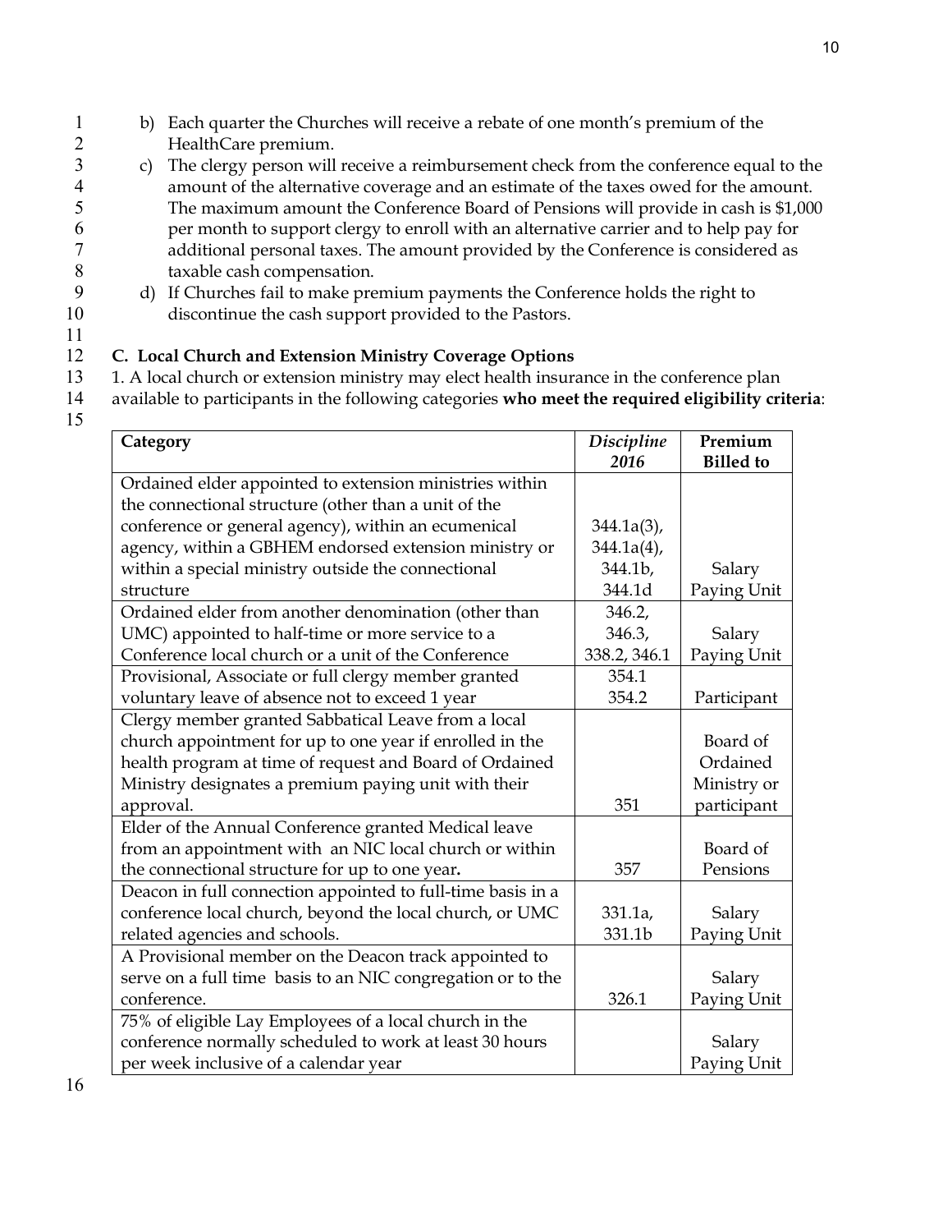b) Each quarter the Churches will receive a rebate of one month's premium of the HealthCare premium.

c) The clergy person will receive a reimbursement check from the conference equal to the amount of the alternative coverage and an estimate of the taxes owed for the amount. The maximum amount the Conference Board of Pensions will provide in cash is $1,000 per month to support clergy to enroll with an alternative carrier and to help pay for additional personal taxes. The amount provided by the Conference is considered as taxable cash compensation.

d) If Churches fail to make premium payments the Conference holds the right to discontinue the cash support provided to the Pastors.

**C. Local Church and Extension Ministry Coverage Options**

1. A local church or extension ministry may elect health insurance in the conference plan available to participants in the following categories **who meet the required eligibility criteria**:

| Category | *Discipline 2016* | Premium Billed to |
|---|---|---|
| Ordained elder appointed to extension ministries within the connectional structure (other than a unit of the conference or general agency), within an ecumenical agency, within a GBHEM endorsed extension ministry or within a special ministry outside the connectional structure | 344.1a(3), 344.1a(4), 344.1b, 344.1d | Salary Paying Unit |
| Ordained elder from another denomination (other than UMC) appointed to half-time or more service to a Conference local church or a unit of the Conference | 346.2, 346.3, 338.2, 346.1 | Salary Paying Unit |
| Provisional, Associate or full clergy member granted voluntary leave of absence not to exceed 1 year | 354.1 354.2 | Participant |
| Clergy member granted Sabbatical Leave from a local church appointment for up to one year if enrolled in the health program at time of request and Board of Ordained Ministry designates a premium paying unit with their approval. | 351 | Board of Ordained Ministry or participant |
| Elder of the Annual Conference granted Medical leave from an appointment with an NIC local church or within the connectional structure for up to one year**.** | 357 | Board of Pensions |
| Deacon in full connection appointed to full-time basis in a conference local church, beyond the local church, or UMC related agencies and schools. | 331.1a, 331.1b | Salary Paying Unit |
| A Provisional member on the Deacon track appointed to serve on a full time basis to an NIC congregation or to the conference. | 326.1 | Salary Paying Unit |
| 75% of eligible Lay Employees of a local church in the conference normally scheduled to work at least 30 hours per week inclusive of a calendar year | | Salary Paying Unit |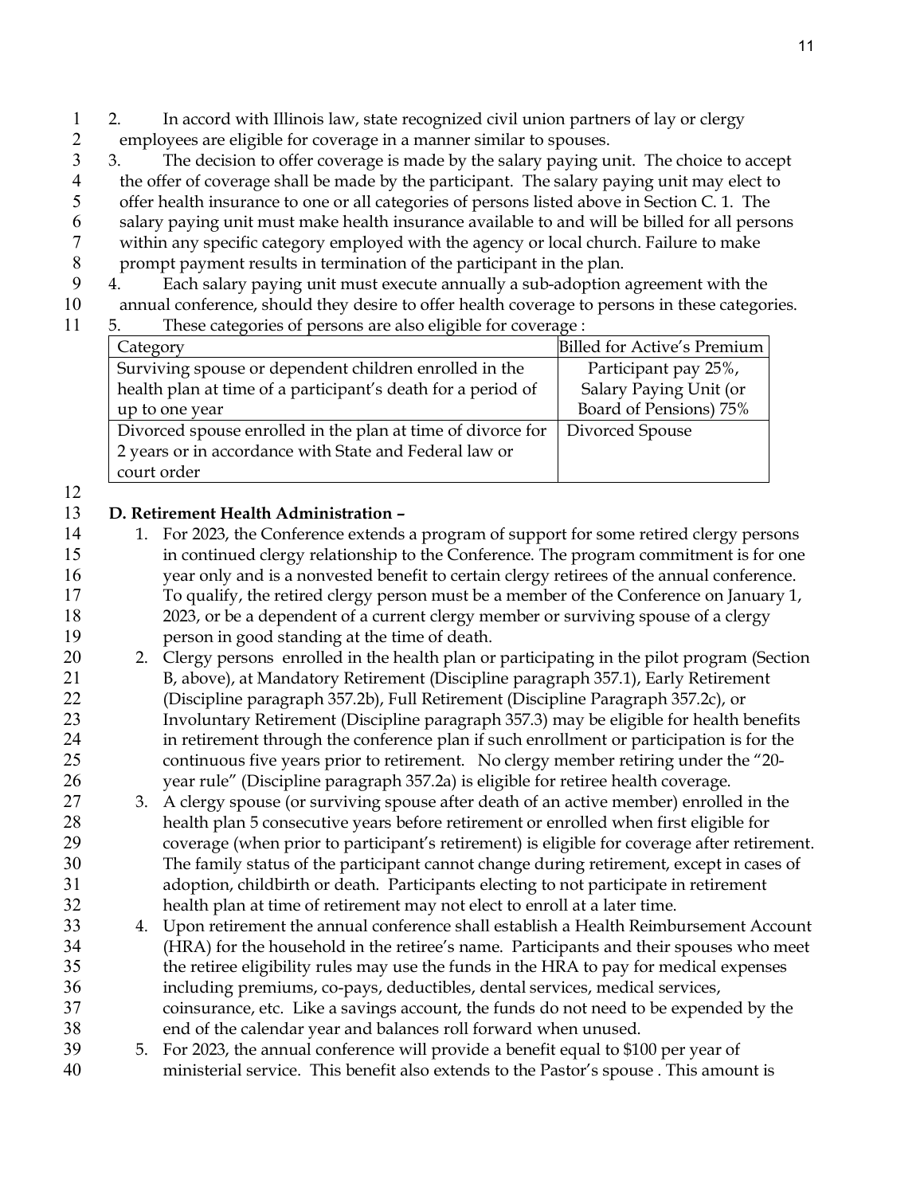2. In accord with Illinois law, state recognized civil union partners of lay or clergy employees are eligible for coverage in a manner similar to spouses.

3. The decision to offer coverage is made by the salary paying unit. The choice to accept the offer of coverage shall be made by the participant. The salary paying unit may elect to offer health insurance to one or all categories of persons listed above in Section C. 1. The salary paying unit must make health insurance available to and will be billed for all persons within any specific category employed with the agency or local church. Failure to make prompt payment results in termination of the participant in the plan.

4. Each salary paying unit must execute annually a sub-adoption agreement with the annual conference, should they desire to offer health coverage to persons in these categories.

5. These categories of persons are also eligible for coverage :

| Category | Billed for Active's Premium |
|---|---|
| Surviving spouse or dependent children enrolled in the health plan at time of a participant's death for a period of up to one year | Participant pay 25%, Salary Paying Unit (or Board of Pensions) 75% |
| Divorced spouse enrolled in the plan at time of divorce for 2 years or in accordance with State and Federal law or court order | Divorced Spouse |

**D. Retirement Health Administration –**

1. For 2023, the Conference extends a program of support for some retired clergy persons in continued clergy relationship to the Conference. The program commitment is for one year only and is a nonvested benefit to certain clergy retirees of the annual conference. To qualify, the retired clergy person must be a member of the Conference on January 1, 2023, or be a dependent of a current clergy member or surviving spouse of a clergy person in good standing at the time of death.
2. Clergy persons enrolled in the health plan or participating in the pilot program (Section B, above), at Mandatory Retirement (Discipline paragraph 357.1), Early Retirement (Discipline paragraph 357.2b), Full Retirement (Discipline Paragraph 357.2c), or Involuntary Retirement (Discipline paragraph 357.3) may be eligible for health benefits in retirement through the conference plan if such enrollment or participation is for the continuous five years prior to retirement. No clergy member retiring under the "20-year rule" (Discipline paragraph 357.2a) is eligible for retiree health coverage.
3. A clergy spouse (or surviving spouse after death of an active member) enrolled in the health plan 5 consecutive years before retirement or enrolled when first eligible for coverage (when prior to participant's retirement) is eligible for coverage after retirement. The family status of the participant cannot change during retirement, except in cases of adoption, childbirth or death. Participants electing to not participate in retirement health plan at time of retirement may not elect to enroll at a later time.
4. Upon retirement the annual conference shall establish a Health Reimbursement Account (HRA) for the household in the retiree's name. Participants and their spouses who meet the retiree eligibility rules may use the funds in the HRA to pay for medical expenses including premiums, co-pays, deductibles, dental services, medical services, coinsurance, etc. Like a savings account, the funds do not need to be expended by the end of the calendar year and balances roll forward when unused.
5. For 2023, the annual conference will provide a benefit equal to $100 per year of ministerial service. This benefit also extends to the Pastor's spouse . This amount is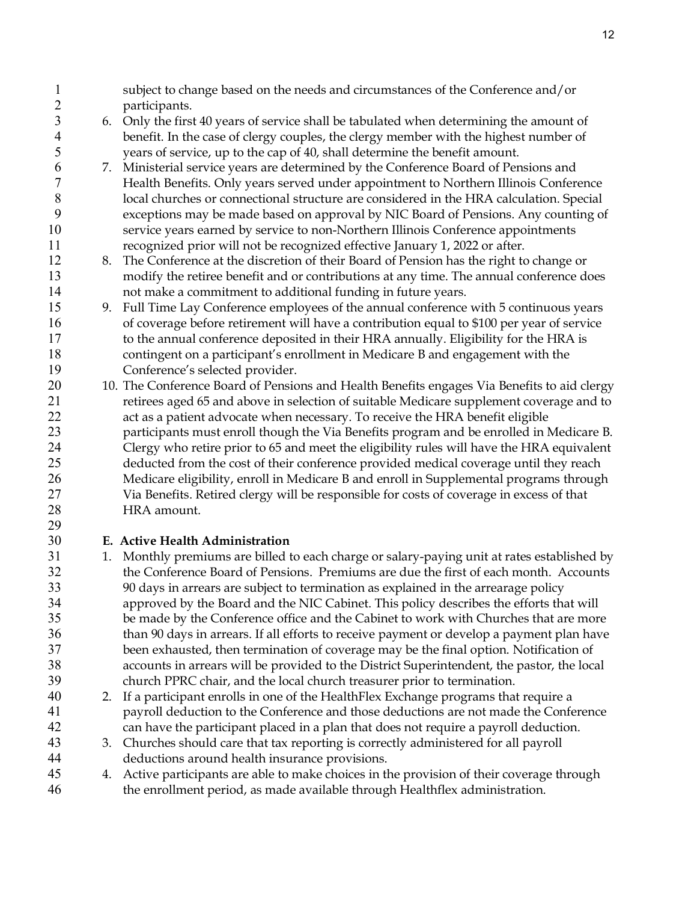subject to change based on the needs and circumstances of the Conference and/or participants.

6. Only the first 40 years of service shall be tabulated when determining the amount of benefit. In the case of clergy couples, the clergy member with the highest number of years of service, up to the cap of 40, shall determine the benefit amount.
7. Ministerial service years are determined by the Conference Board of Pensions and Health Benefits. Only years served under appointment to Northern Illinois Conference local churches or connectional structure are considered in the HRA calculation. Special exceptions may be made based on approval by NIC Board of Pensions. Any counting of service years earned by service to non-Northern Illinois Conference appointments recognized prior will not be recognized effective January 1, 2022 or after.
8. The Conference at the discretion of their Board of Pension has the right to change or modify the retiree benefit and or contributions at any time. The annual conference does not make a commitment to additional funding in future years.
9. Full Time Lay Conference employees of the annual conference with 5 continuous years of coverage before retirement will have a contribution equal to $100 per year of service to the annual conference deposited in their HRA annually. Eligibility for the HRA is contingent on a participant's enrollment in Medicare B and engagement with the Conference's selected provider.
10. The Conference Board of Pensions and Health Benefits engages Via Benefits to aid clergy retirees aged 65 and above in selection of suitable Medicare supplement coverage and to act as a patient advocate when necessary. To receive the HRA benefit eligible participants must enroll though the Via Benefits program and be enrolled in Medicare B. Clergy who retire prior to 65 and meet the eligibility rules will have the HRA equivalent deducted from the cost of their conference provided medical coverage until they reach Medicare eligibility, enroll in Medicare B and enroll in Supplemental programs through Via Benefits. Retired clergy will be responsible for costs of coverage in excess of that HRA amount.

### E. Active Health Administration

1. Monthly premiums are billed to each charge or salary-paying unit at rates established by the Conference Board of Pensions. Premiums are due the first of each month. Accounts 90 days in arrears are subject to termination as explained in the arrearage policy approved by the Board and the NIC Cabinet. This policy describes the efforts that will be made by the Conference office and the Cabinet to work with Churches that are more than 90 days in arrears. If all efforts to receive payment or develop a payment plan have been exhausted, then termination of coverage may be the final option. Notification of accounts in arrears will be provided to the District Superintendent, the pastor, the local church PPRC chair, and the local church treasurer prior to termination.
2. If a participant enrolls in one of the HealthFlex Exchange programs that require a payroll deduction to the Conference and those deductions are not made the Conference can have the participant placed in a plan that does not require a payroll deduction.
3. Churches should care that tax reporting is correctly administered for all payroll deductions around health insurance provisions.
4. Active participants are able to make choices in the provision of their coverage through the enrollment period, as made available through Healthflex administration.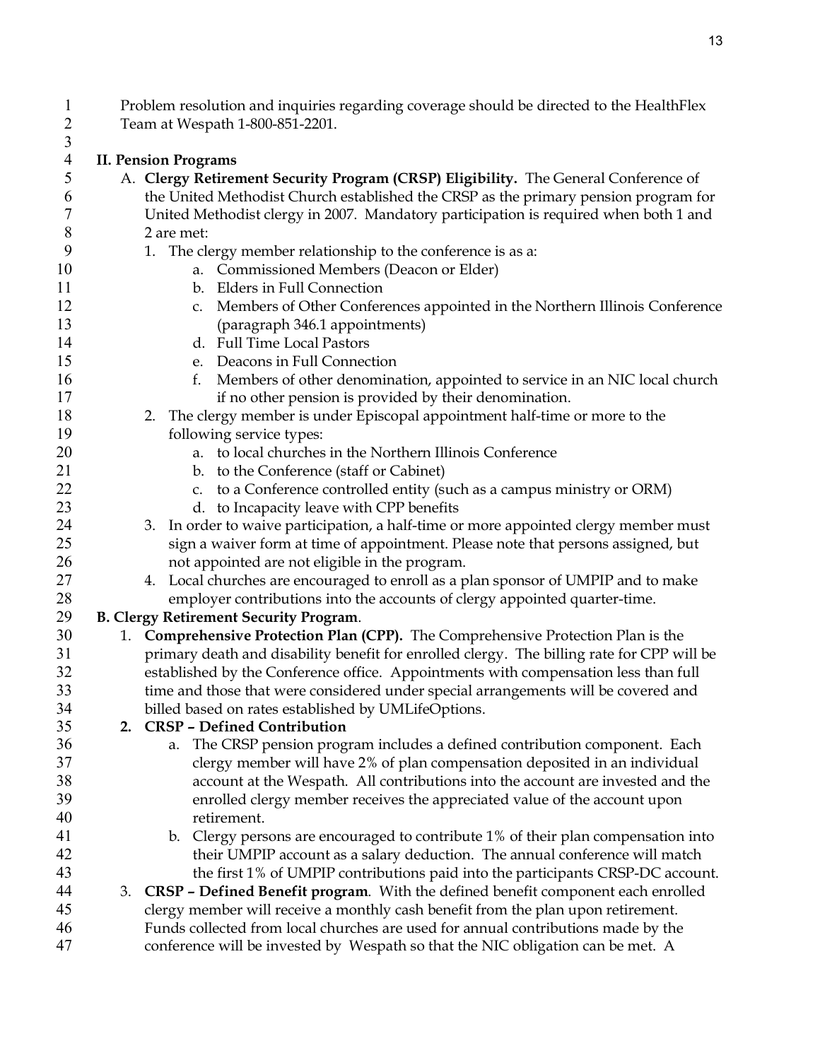Problem resolution and inquiries regarding coverage should be directed to the HealthFlex Team at Wespath 1-800-851-2201.

## II. Pension Programs

A. **Clergy Retirement Security Program (CRSP) Eligibility.** The General Conference of the United Methodist Church established the CRSP as the primary pension program for United Methodist clergy in 2007. Mandatory participation is required when both 1 and 2 are met:

1. The clergy member relationship to the conference is as a:
   a. Commissioned Members (Deacon or Elder)
   b. Elders in Full Connection
   c. Members of Other Conferences appointed in the Northern Illinois Conference (paragraph 346.1 appointments)
   d. Full Time Local Pastors
   e. Deacons in Full Connection
   f. Members of other denomination, appointed to service in an NIC local church if no other pension is provided by their denomination.
2. The clergy member is under Episcopal appointment half-time or more to the following service types:
   a. to local churches in the Northern Illinois Conference
   b. to the Conference (staff or Cabinet)
   c. to a Conference controlled entity (such as a campus ministry or ORM)
   d. to Incapacity leave with CPP benefits
3. In order to waive participation, a half-time or more appointed clergy member must sign a waiver form at time of appointment. Please note that persons assigned, but not appointed are not eligible in the program.
4. Local churches are encouraged to enroll as a plan sponsor of UMPIP and to make employer contributions into the accounts of clergy appointed quarter-time.

**B. Clergy Retirement Security Program**.

1. **Comprehensive Protection Plan (CPP).** The Comprehensive Protection Plan is the primary death and disability benefit for enrolled clergy. The billing rate for CPP will be established by the Conference office. Appointments with compensation less than full time and those that were considered under special arrangements will be covered and billed based on rates established by UMLifeOptions.
2. **CRSP – Defined Contribution**
   a. The CRSP pension program includes a defined contribution component. Each clergy member will have 2% of plan compensation deposited in an individual account at the Wespath. All contributions into the account are invested and the enrolled clergy member receives the appreciated value of the account upon retirement.
   b. Clergy persons are encouraged to contribute 1% of their plan compensation into their UMPIP account as a salary deduction. The annual conference will match the first 1% of UMPIP contributions paid into the participants CRSP-DC account.
3. **CRSP – Defined Benefit program**. With the defined benefit component each enrolled clergy member will receive a monthly cash benefit from the plan upon retirement. Funds collected from local churches are used for annual contributions made by the conference will be invested by Wespath so that the NIC obligation can be met. A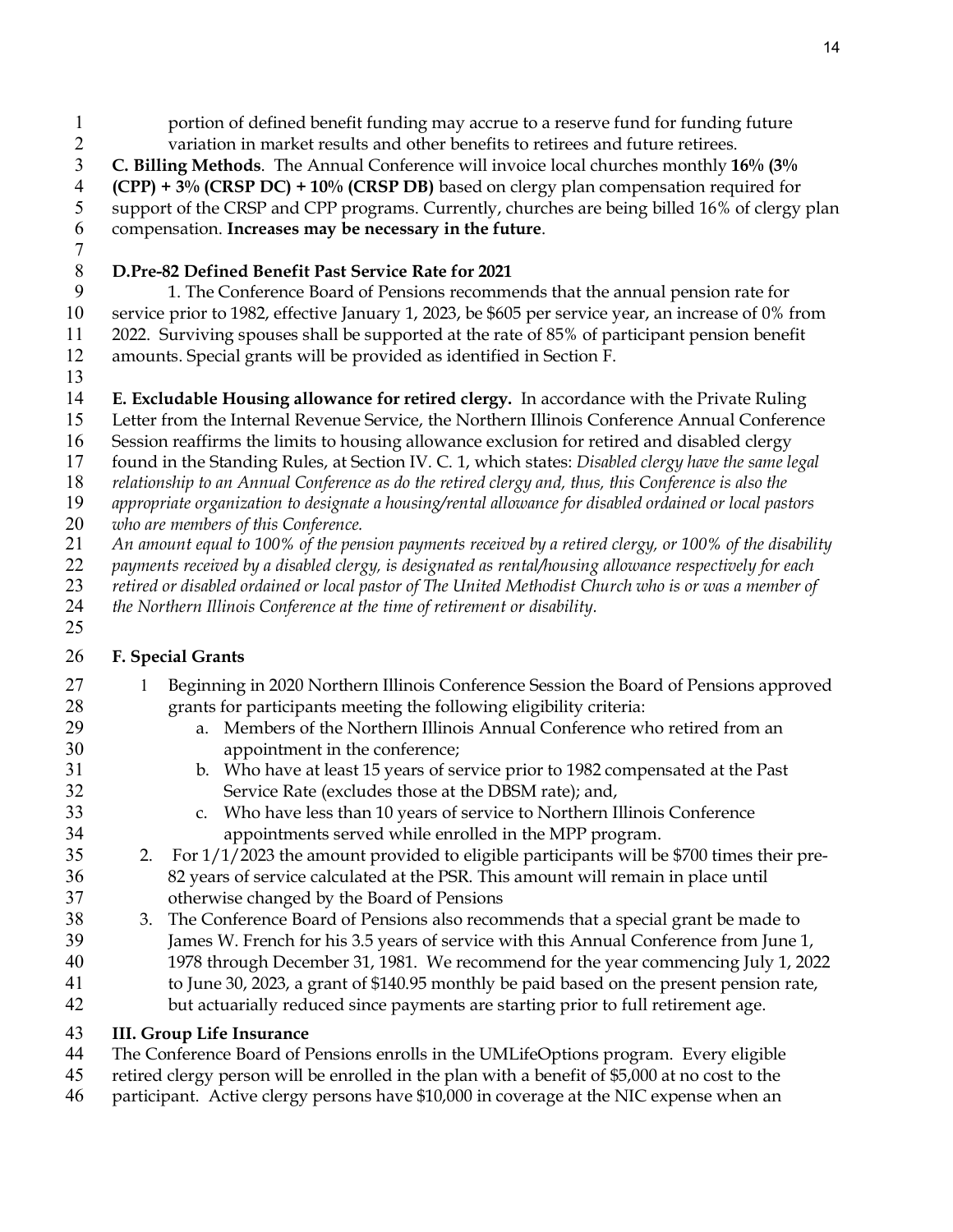portion of defined benefit funding may accrue to a reserve fund for funding future variation in market results and other benefits to retirees and future retirees.

**C. Billing Methods**. The Annual Conference will invoice local churches monthly **16% (3% (CPP) + 3% (CRSP DC) + 10% (CRSP DB)** based on clergy plan compensation required for support of the CRSP and CPP programs. Currently, churches are being billed 16% of clergy plan compensation. **Increases may be necessary in the future**.

**D.Pre-82 Defined Benefit Past Service Rate for 2021**

1. The Conference Board of Pensions recommends that the annual pension rate for service prior to 1982, effective January 1, 2023, be $605 per service year, an increase of 0% from 2022. Surviving spouses shall be supported at the rate of 85% of participant pension benefit amounts. Special grants will be provided as identified in Section F.

**E. Excludable Housing allowance for retired clergy.** In accordance with the Private Ruling Letter from the Internal Revenue Service, the Northern Illinois Conference Annual Conference Session reaffirms the limits to housing allowance exclusion for retired and disabled clergy found in the Standing Rules, at Section IV. C. 1, which states: *Disabled clergy have the same legal relationship to an Annual Conference as do the retired clergy and, thus, this Conference is also the appropriate organization to designate a housing/rental allowance for disabled ordained or local pastors who are members of this Conference.*

*An amount equal to 100% of the pension payments received by a retired clergy, or 100% of the disability payments received by a disabled clergy, is designated as rental/housing allowance respectively for each retired or disabled ordained or local pastor of The United Methodist Church who is or was a member of the Northern Illinois Conference at the time of retirement or disability.*

**F. Special Grants**

1. Beginning in 2020 Northern Illinois Conference Session the Board of Pensions approved grants for participants meeting the following eligibility criteria:
   a. Members of the Northern Illinois Annual Conference who retired from an appointment in the conference;
   b. Who have at least 15 years of service prior to 1982 compensated at the Past Service Rate (excludes those at the DBSM rate); and,
   c. Who have less than 10 years of service to Northern Illinois Conference appointments served while enrolled in the MPP program.
2. For 1/1/2023 the amount provided to eligible participants will be $700 times their pre-82 years of service calculated at the PSR. This amount will remain in place until otherwise changed by the Board of Pensions
3. The Conference Board of Pensions also recommends that a special grant be made to James W. French for his 3.5 years of service with this Annual Conference from June 1, 1978 through December 31, 1981. We recommend for the year commencing July 1, 2022 to June 30, 2023, a grant of $140.95 monthly be paid based on the present pension rate, but actuarially reduced since payments are starting prior to full retirement age.

**III. Group Life Insurance**

The Conference Board of Pensions enrolls in the UMLifeOptions program. Every eligible retired clergy person will be enrolled in the plan with a benefit of $5,000 at no cost to the participant. Active clergy persons have $10,000 in coverage at the NIC expense when an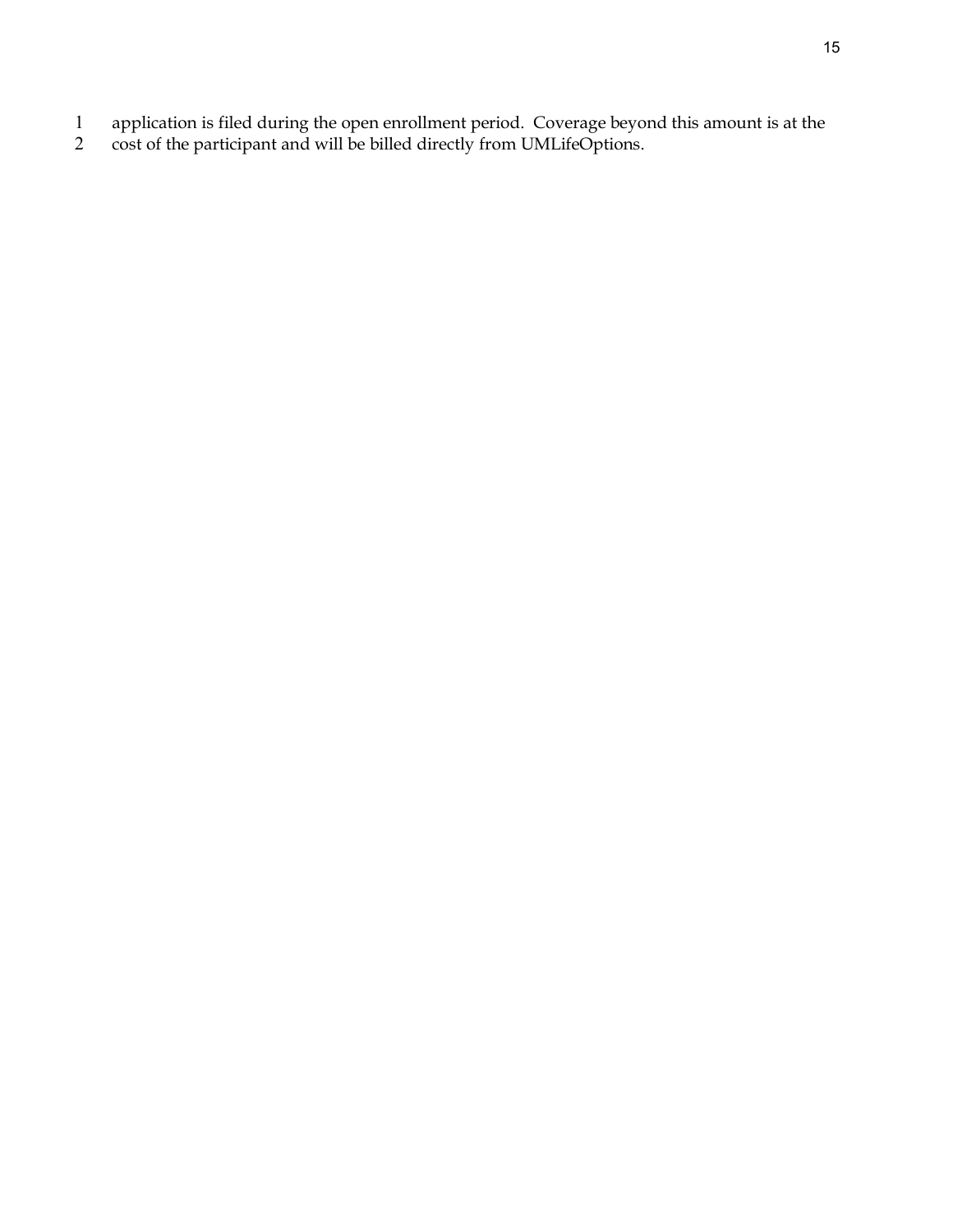application is filed during the open enrollment period. Coverage beyond this amount is at the cost of the participant and will be billed directly from UMLifeOptions.